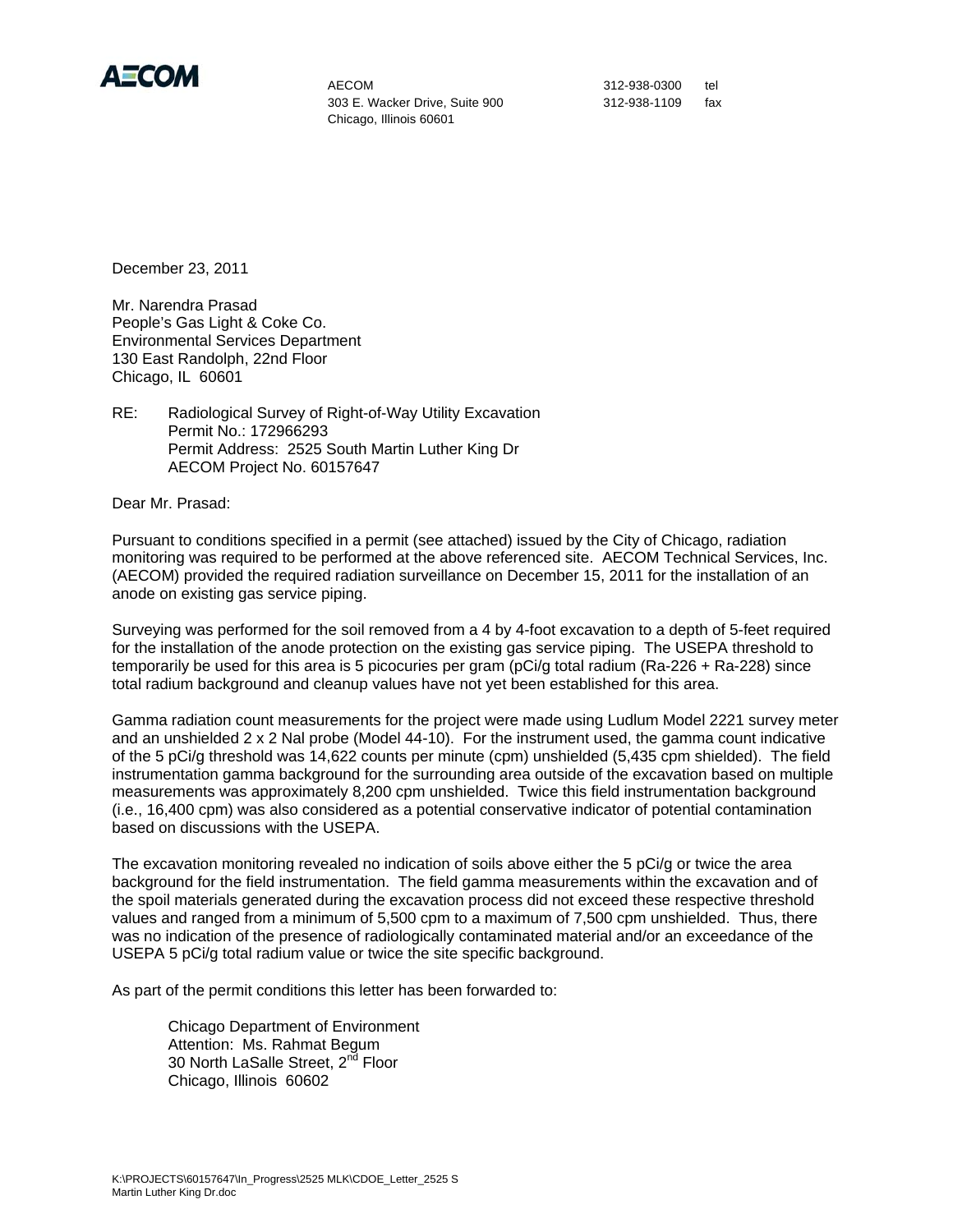**AECOM**

AECOM
303 E. Wacker Drive, Suite 900
Chicago, Illinois 60601

312-938-0300 tel
312-938-1109 fax

December 23, 2011

Mr. Narendra Prasad
People's Gas Light & Coke Co.
Environmental Services Department
130 East Randolph, 22nd Floor
Chicago, IL 60601

RE: Radiological Survey of Right-of-Way Utility Excavation
Permit No.: 172966293
Permit Address: 2525 South Martin Luther King Dr
AECOM Project No. 60157647

Dear Mr. Prasad:

Pursuant to conditions specified in a permit (see attached) issued by the City of Chicago, radiation monitoring was required to be performed at the above referenced site. AECOM Technical Services, Inc. (AECOM) provided the required radiation surveillance on December 15, 2011 for the installation of an anode on existing gas service piping.

Surveying was performed for the soil removed from a 4 by 4-foot excavation to a depth of 5-feet required for the installation of the anode protection on the existing gas service piping. The USEPA threshold to temporarily be used for this area is 5 picocuries per gram (pCi/g total radium (Ra-226 + Ra-228) since total radium background and cleanup values have not yet been established for this area.

Gamma radiation count measurements for the project were made using Ludlum Model 2221 survey meter and an unshielded 2 x 2 NaI probe (Model 44-10). For the instrument used, the gamma count indicative of the 5 pCi/g threshold was 14,622 counts per minute (cpm) unshielded (5,435 cpm shielded). The field instrumentation gamma background for the surrounding area outside of the excavation based on multiple measurements was approximately 8,200 cpm unshielded. Twice this field instrumentation background (i.e., 16,400 cpm) was also considered as a potential conservative indicator of potential contamination based on discussions with the USEPA.

The excavation monitoring revealed no indication of soils above either the 5 pCi/g or twice the area background for the field instrumentation. The field gamma measurements within the excavation and of the spoil materials generated during the excavation process did not exceed these respective threshold values and ranged from a minimum of 5,500 cpm to a maximum of 7,500 cpm unshielded. Thus, there was no indication of the presence of radiologically contaminated material and/or an exceedance of the USEPA 5 pCi/g total radium value or twice the site specific background.

As part of the permit conditions this letter has been forwarded to:

> Chicago Department of Environment
> Attention: Ms. Rahmat Begum
> 30 North LaSalle Street, 2nd Floor
> Chicago, Illinois 60602

K:\PROJECTS\60157647\In_Progress\2525 MLK\CDOE_Letter_2525 S Martin Luther King Dr.doc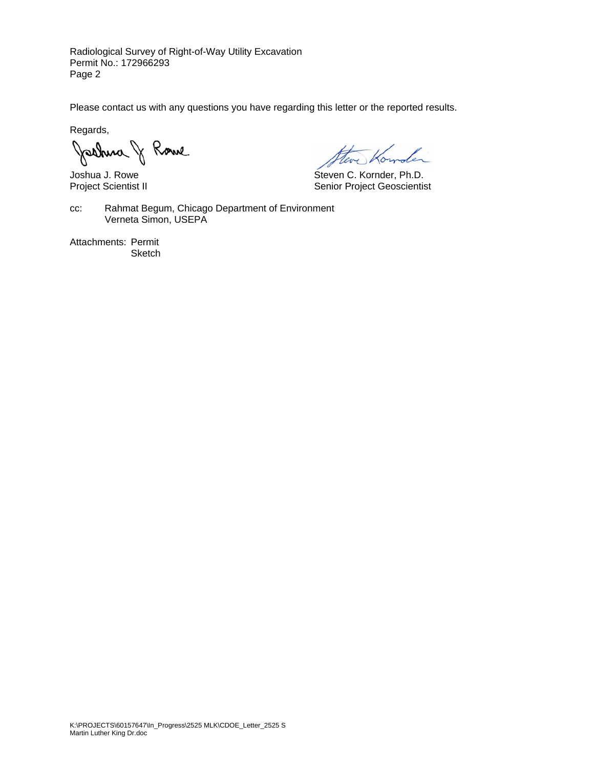Radiological Survey of Right-of-Way Utility Excavation
Permit No.: 172966293

Please contact us with any questions you have regarding this letter or the reported results.

Regards,

Joshua J. Rowe
Project Scientist II

Steven C. Kornder, Ph.D.
Senior Project Geoscientist

cc: Rahmat Begum, Chicago Department of Environment
Verneta Simon, USEPA

Attachments: Permit
Sketch

K:\PROJECTS\60157647\In_Progress\2525 MLK\CDOE_Letter_2525 S Martin Luther King Dr.doc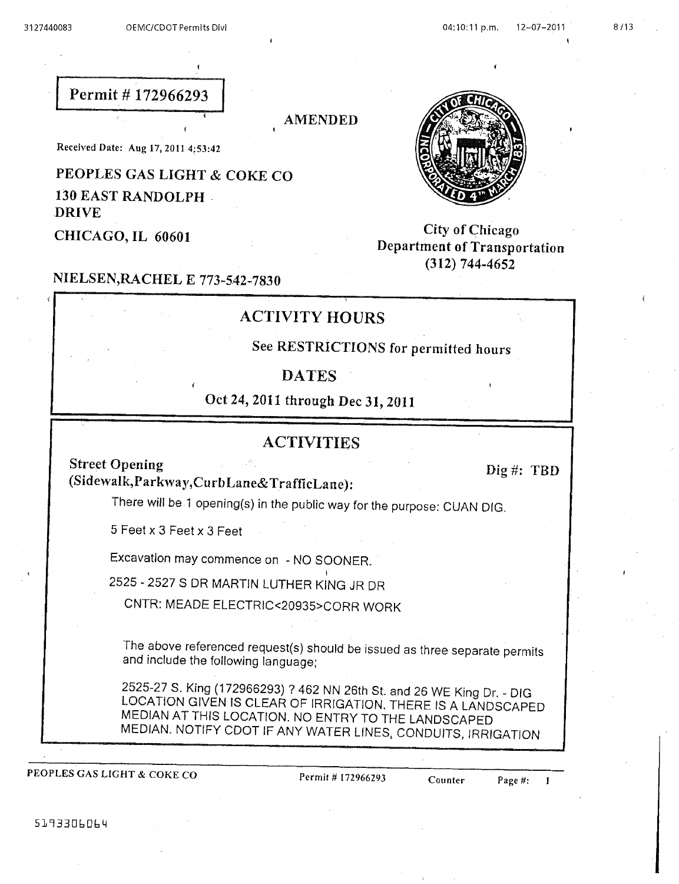**Permit # 172966293**

**AMENDED**

Received Date: Aug 17, 2011 4:53:42

**PEOPLES GAS LIGHT & COKE CO**
**130 EAST RANDOLPH DRIVE**
**CHICAGO, IL 60601**

City of Chicago
Department of Transportation
(312) 744-4652

**NIELSEN,RACHEL E 773-542-7830**

## ACTIVITY HOURS

See RESTRICTIONS for permitted hours

## DATES

Oct 24, 2011 through Dec 31, 2011

## ACTIVITIES

**Street Opening (Sidewalk,Parkway,CurbLane&TrafficLane):** **Dig #: TBD**

There will be 1 opening(s) in the public way for the purpose: CUAN DIG.

5 Feet x 3 Feet x 3 Feet

Excavation may commence on - NO SOONER.

2525 - 2527 S DR MARTIN LUTHER KING JR DR

CNTR: MEADE ELECTRIC<20935>CORR WORK

The above referenced request(s) should be issued as three separate permits and include the following language;

2525-27 S. King (172966293) ? 462 NN 26th St. and 26 WE King Dr. - DIG LOCATION GIVEN IS CLEAR OF IRRIGATION. THERE IS A LANDSCAPED MEDIAN AT THIS LOCATION. NO ENTRY TO THE LANDSCAPED MEDIAN. NOTIFY CDOT IF ANY WATER LINES, CONDUITS, IRRIGATION

5193306064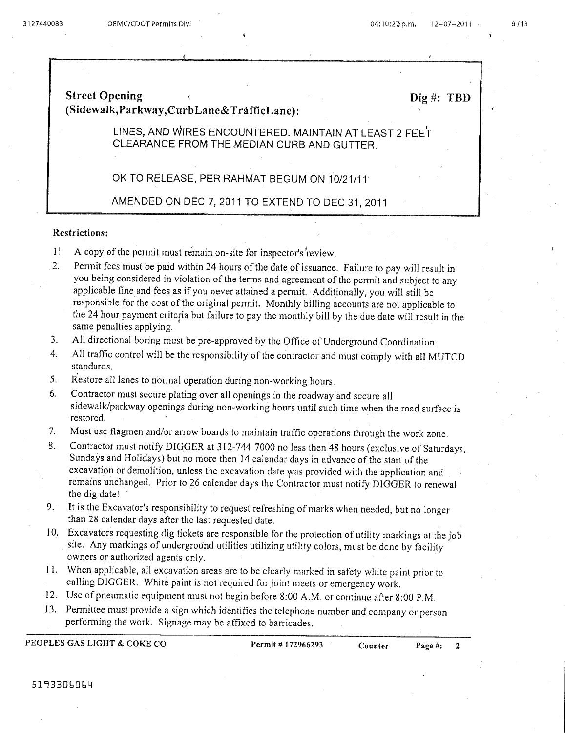**Street Opening (Sidewalk,Parkway,CurbLane&TrafficLane):** **Dig #: TBD**

LINES, AND WIRES ENCOUNTERED. MAINTAIN AT LEAST 2 FEET CLEARANCE FROM THE MEDIAN CURB AND GUTTER.

OK TO RELEASE, PER RAHMAT BEGUM ON 10/21/11

AMENDED ON DEC 7, 2011 TO EXTEND TO DEC 31, 2011

**Restrictions:**

1. A copy of the permit must remain on-site for inspector's review.
2. Permit fees must be paid within 24 hours of the date of issuance. Failure to pay will result in you being considered in violation of the terms and agreement of the permit and subject to any applicable fine and fees as if you never attained a permit. Additionally, you will still be responsible for the cost of the original permit. Monthly billing accounts are not applicable to the 24 hour payment criteria but failure to pay the monthly bill by the due date will result in the same penalties applying.
3. All directional boring must be pre-approved by the Office of Underground Coordination.
4. All traffic control will be the responsibility of the contractor and must comply with all MUTCD standards.
5. Restore all lanes to normal operation during non-working hours.
6. Contractor must secure plating over all openings in the roadway and secure all sidewalk/parkway openings during non-working hours until such time when the road surface is restored.
7. Must use flagmen and/or arrow boards to maintain traffic operations through the work zone.
8. Contractor must notify DIGGER at 312-744-7000 no less then 48 hours (exclusive of Saturdays, Sundays and Holidays) but no more then 14 calendar days in advance of the start of the excavation or demolition, unless the excavation date was provided with the application and remains unchanged. Prior to 26 calendar days the Contractor must notify DIGGER to renewal the dig date!
9. It is the Excavator's responsibility to request refreshing of marks when needed, but no longer than 28 calendar days after the last requested date.
10. Excavators requesting dig tickets are responsible for the protection of utility markings at the job site. Any markings of underground utilities utilizing utility colors, must be done by facility owners or authorized agents only.
11. When applicable, all excavation areas are to be clearly marked in safety white paint prior to calling DIGGER. White paint is not required for joint meets or emergency work.
12. Use of pneumatic equipment must not begin before 8:00 A.M. or continue after 8:00 P.M.
13. Permittee must provide a sign which identifies the telephone number and company or person performing the work. Signage may be affixed to barricades.

**PEOPLES GAS LIGHT & COKE CO** **Permit # 172966293** **Counter**

5193306064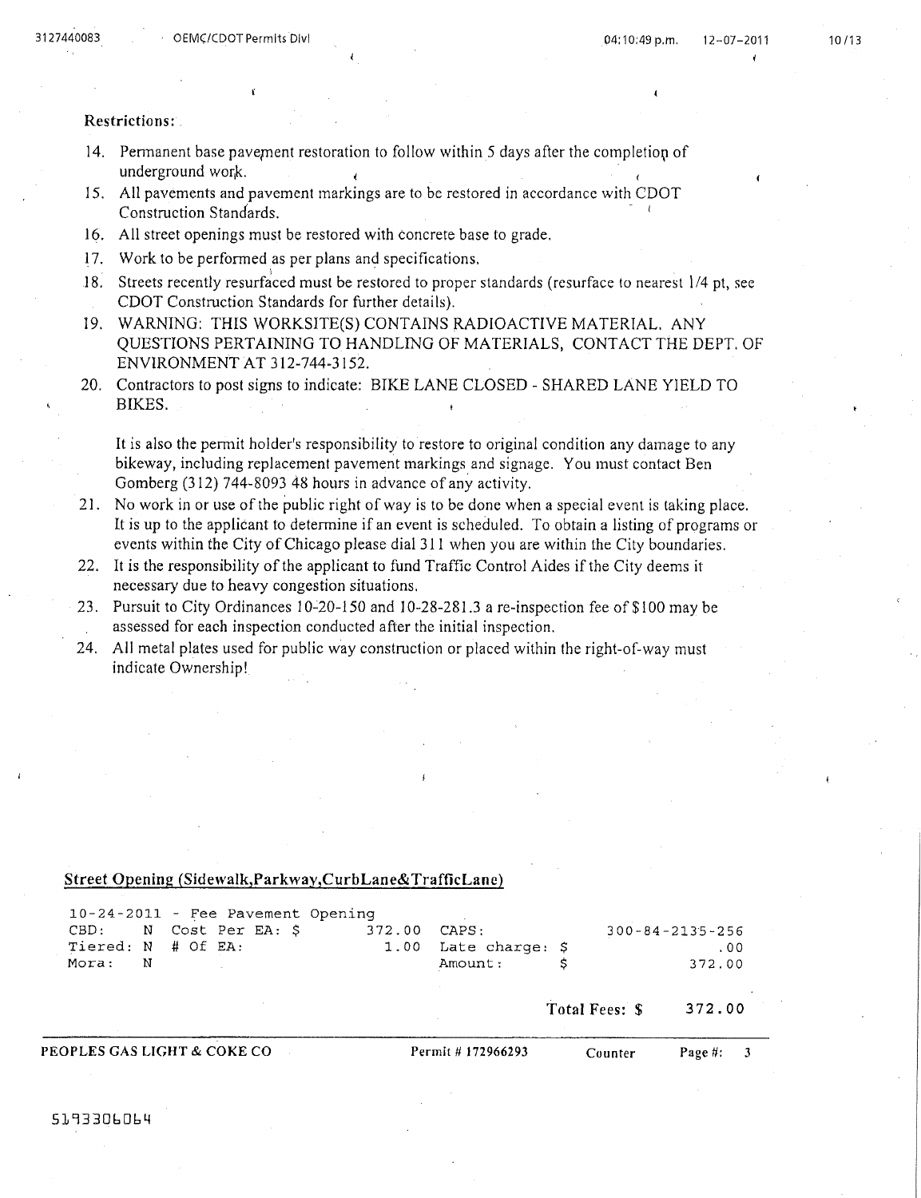**Restrictions:**

14. Permanent base pavement restoration to follow within 5 days after the completion of underground work.
15. All pavements and pavement markings are to be restored in accordance with CDOT Construction Standards.
16. All street openings must be restored with concrete base to grade.
17. Work to be performed as per plans and specifications.
18. Streets recently resurfaced must be restored to proper standards (resurface to nearest 1/4 pt, see CDOT Construction Standards for further details).
19. WARNING: THIS WORKSITE(S) CONTAINS RADIOACTIVE MATERIAL. ANY QUESTIONS PERTAINING TO HANDLING OF MATERIALS, CONTACT THE DEPT. OF ENVIRONMENT AT 312-744-3152.
20. Contractors to post signs to indicate: BIKE LANE CLOSED - SHARED LANE YIELD TO BIKES.

    It is also the permit holder's responsibility to restore to original condition any damage to any bikeway, including replacement pavement markings and signage. You must contact Ben Gomberg (312) 744-8093 48 hours in advance of any activity.
21. No work in or use of the public right of way is to be done when a special event is taking place. It is up to the applicant to determine if an event is scheduled. To obtain a listing of programs or events within the City of Chicago please dial 311 when you are within the City boundaries.
22. It is the responsibility of the applicant to fund Traffic Control Aides if the City deems it necessary due to heavy congestion situations.
23. Pursuit to City Ordinances 10-20-150 and 10-28-281.3 a re-inspection fee of $100 may be assessed for each inspection conducted after the initial inspection.
24. All metal plates used for public way construction or placed within the right-of-way must indicate Ownership!

**Street Opening (Sidewalk,Parkway,CurbLane&TrafficLane)**

```
10-24-2011 - Fee Pavement Opening
CBD:     N  Cost Per EA: $      372.00  CAPS:              300-84-2135-256
Tiered: N  # Of EA:               1.00  Late charge: $                 .00
Mora:    N                              Amount:      $              372.00
```

**Total Fees: $ 372.00**

**PEOPLES GAS LIGHT & COKE CO** | Permit # 172966293 | Counter

5193306064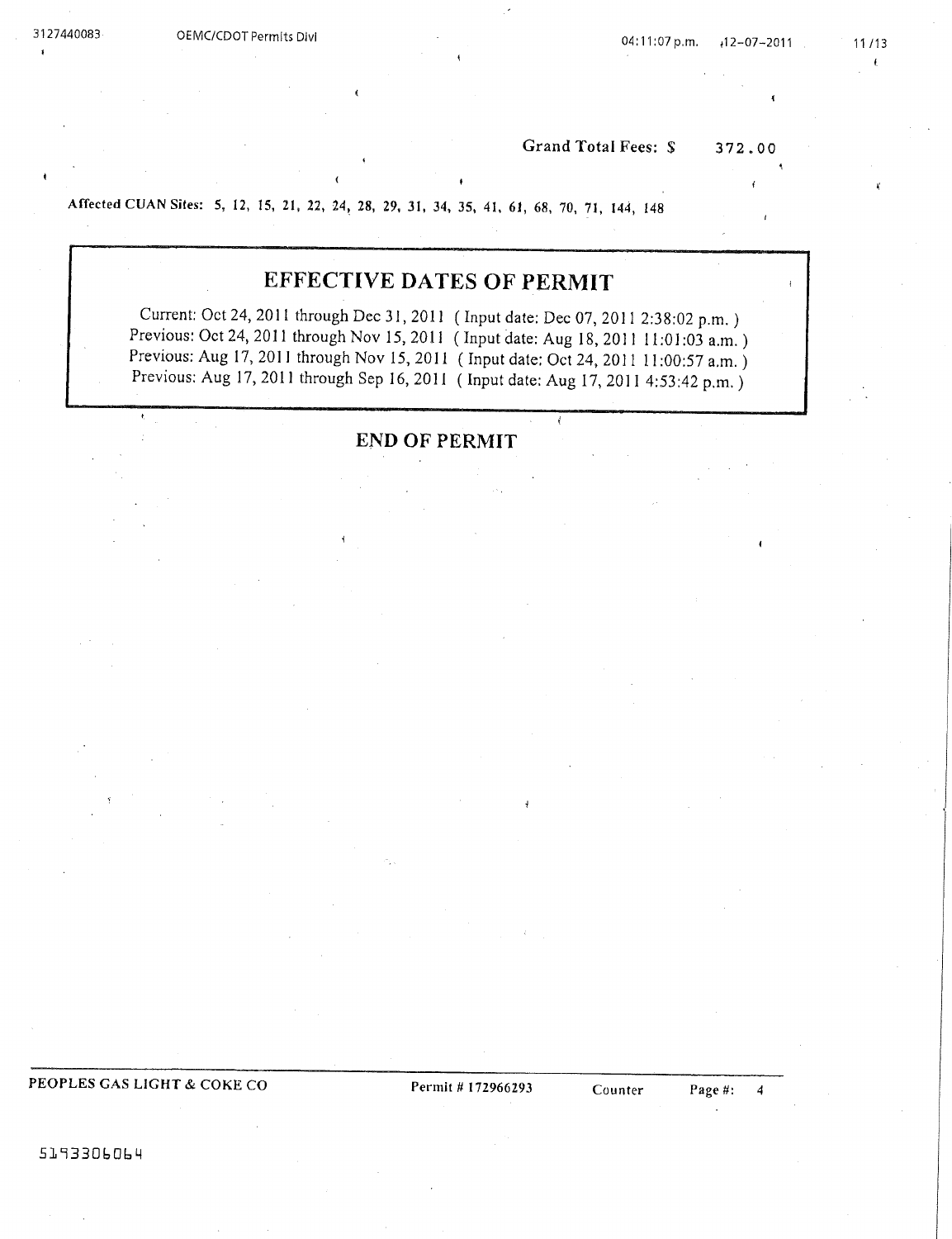**Grand Total Fees: $ 372.00**

**Affected CUAN Sites: 5, 12, 15, 21, 22, 24, 28, 29, 31, 34, 35, 41, 61, 68, 70, 71, 144, 148**

## EFFECTIVE DATES OF PERMIT

Current: Oct 24, 2011 through Dec 31, 2011 ( Input date: Dec 07, 2011 2:38:02 p.m. )
Previous: Oct 24, 2011 through Nov 15, 2011 ( Input date: Aug 18, 2011 11:01:03 a.m. )
Previous: Aug 17, 2011 through Nov 15, 2011 ( Input date: Oct 24, 2011 11:00:57 a.m. )
Previous: Aug 17, 2011 through Sep 16, 2011 ( Input date: Aug 17, 2011 4:53:42 p.m. )

## END OF PERMIT

5193306064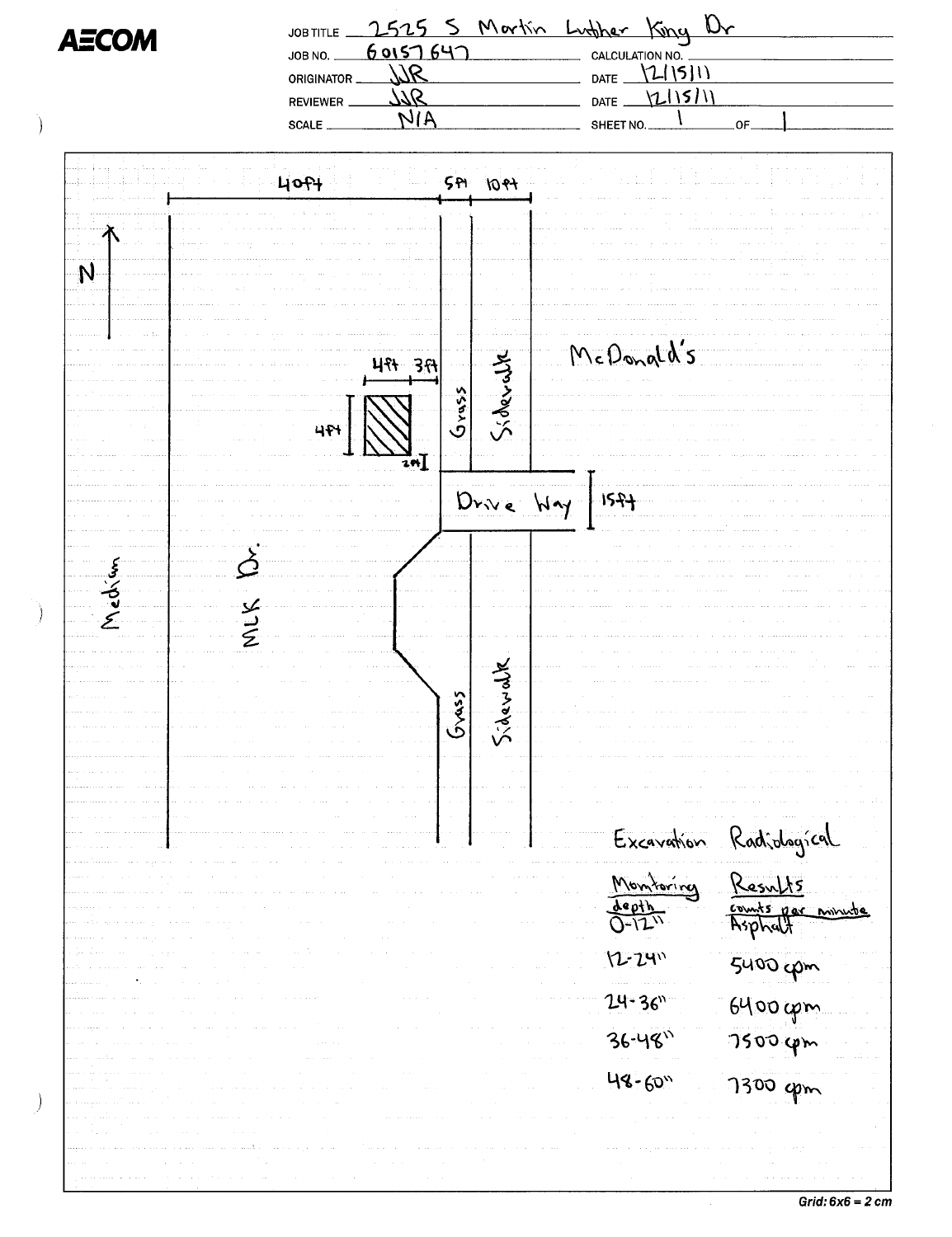AECOM

| | | | |
|---|---|---|---|
| JOB TITLE | 2525 S Martin Luther King Dr | | |
| JOB NO. | 60157647 | CALCULATION NO. | |
| ORIGINATOR | JJR | DATE | 12/15/11 |
| REVIEWER | JJR | DATE | 12/15/11 |
| SCALE | N/A | SHEET NO. | 1 OF 1 |

40ft

5ft

10ft

N

4ft

3ft

4ft

2ft

Grass

Sidewalk

McDonald's

Drive Way

15ft

Median

MLK Dr.

Grass

Sidewalk

Excavation Radiological Monitoring Results

| depth | counts per minute |
|---|---|
| 0-12" | Asphalt |
| 12-24" | 5400 cpm |
| 24-36" | 6400 cpm |
| 36-48" | 7500 cpm |
| 48-60" | 7300 cpm |

Grid: 6x6 = 2 cm